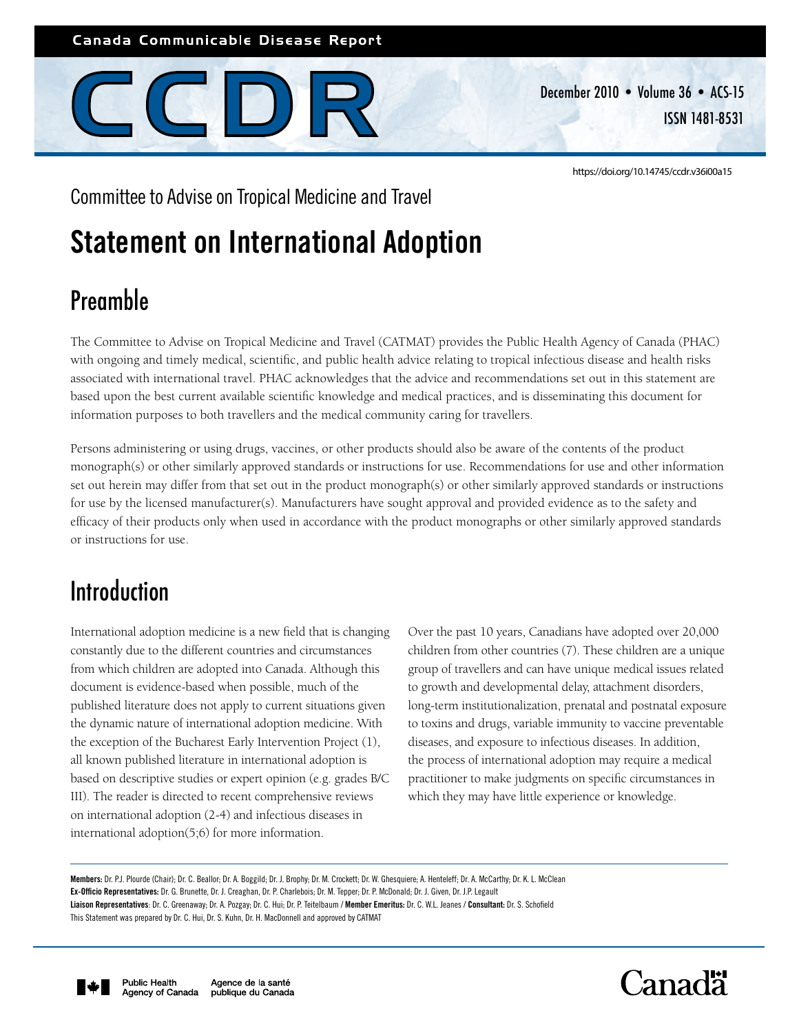Canada Communicable Disease Report

# CCDR

December 2010 • Volume 36 • ACS-15
ISSN 1481-8531

https://doi.org/10.14745/ccdr.v36i00a15

Committee to Advise on Tropical Medicine and Travel

# Statement on International Adoption

## Preamble

The Committee to Advise on Tropical Medicine and Travel (CATMAT) provides the Public Health Agency of Canada (PHAC) with ongoing and timely medical, scientific, and public health advice relating to tropical infectious disease and health risks associated with international travel. PHAC acknowledges that the advice and recommendations set out in this statement are based upon the best current available scientific knowledge and medical practices, and is disseminating this document for information purposes to both travellers and the medical community caring for travellers.

Persons administering or using drugs, vaccines, or other products should also be aware of the contents of the product monograph(s) or other similarly approved standards or instructions for use. Recommendations for use and other information set out herein may differ from that set out in the product monograph(s) or other similarly approved standards or instructions for use by the licensed manufacturer(s). Manufacturers have sought approval and provided evidence as to the safety and efficacy of their products only when used in accordance with the product monographs or other similarly approved standards or instructions for use.

## Introduction

International adoption medicine is a new field that is changing constantly due to the different countries and circumstances from which children are adopted into Canada. Although this document is evidence-based when possible, much of the published literature does not apply to current situations given the dynamic nature of international adoption medicine. With the exception of the Bucharest Early Intervention Project (1), all known published literature in international adoption is based on descriptive studies or expert opinion (e.g. grades B/C III). The reader is directed to recent comprehensive reviews on international adoption (2-4) and infectious diseases in international adoption(5;6) for more information.

Over the past 10 years, Canadians have adopted over 20,000 children from other countries (7). These children are a unique group of travellers and can have unique medical issues related to growth and developmental delay, attachment disorders, long-term institutionalization, prenatal and postnatal exposure to toxins and drugs, variable immunity to vaccine preventable diseases, and exposure to infectious diseases. In addition, the process of international adoption may require a medical practitioner to make judgments on specific circumstances in which they may have little experience or knowledge.

**Members:** Dr. P.J. Plourde (Chair); Dr. C. Beallor; Dr. A. Boggild; Dr. J. Brophy; Dr. M. Crockett; Dr. W. Ghesquiere; A. Henteleff; Dr. A. McCarthy; Dr. K. L. McClean
**Ex-Officio Representatives:** Dr. G. Brunette, Dr. J. Creaghan, Dr. P. Charlebois; Dr. M. Tepper; Dr. P. McDonald; Dr. J. Given, Dr. J.P. Legault
**Liaison Representatives**: Dr. C. Greenaway; Dr. A. Pozgay; Dr. C. Hui; Dr. P. Teitelbaum / **Member Emeritus:** Dr. C. W.L. Jeanes / **Consultant:** Dr. S. Schofield
This Statement was prepared by Dr. C. Hui, Dr. S. Kuhn, Dr. H. MacDonnell and approved by CATMAT

Public Health Agency of Canada / Agence de la santé publique du Canada

Canada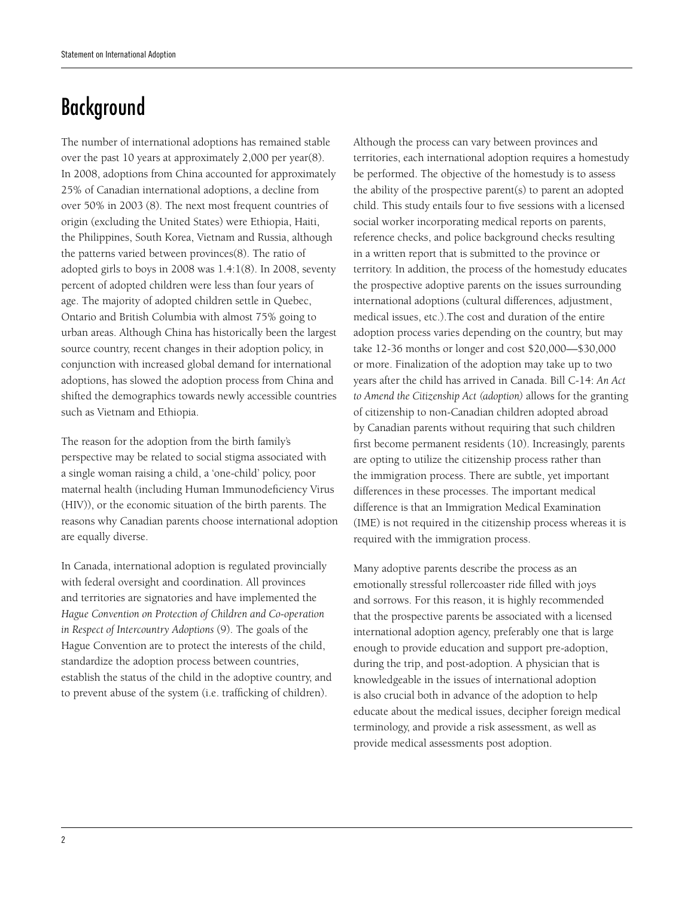# Background

The number of international adoptions has remained stable over the past 10 years at approximately 2,000 per year(8). In 2008, adoptions from China accounted for approximately 25% of Canadian international adoptions, a decline from over 50% in 2003 (8). The next most frequent countries of origin (excluding the United States) were Ethiopia, Haiti, the Philippines, South Korea, Vietnam and Russia, although the patterns varied between provinces(8). The ratio of adopted girls to boys in 2008 was 1.4:1(8). In 2008, seventy percent of adopted children were less than four years of age. The majority of adopted children settle in Quebec, Ontario and British Columbia with almost 75% going to urban areas. Although China has historically been the largest source country, recent changes in their adoption policy, in conjunction with increased global demand for international adoptions, has slowed the adoption process from China and shifted the demographics towards newly accessible countries such as Vietnam and Ethiopia.

The reason for the adoption from the birth family's perspective may be related to social stigma associated with a single woman raising a child, a 'one-child' policy, poor maternal health (including Human Immunodeficiency Virus (HIV)), or the economic situation of the birth parents. The reasons why Canadian parents choose international adoption are equally diverse.

In Canada, international adoption is regulated provincially with federal oversight and coordination. All provinces and territories are signatories and have implemented the *Hague Convention on Protection of Children and Co-operation in Respect of Intercountry Adoptions* (9). The goals of the Hague Convention are to protect the interests of the child, standardize the adoption process between countries, establish the status of the child in the adoptive country, and to prevent abuse of the system (i.e. trafficking of children).

Although the process can vary between provinces and territories, each international adoption requires a homestudy be performed. The objective of the homestudy is to assess the ability of the prospective parent(s) to parent an adopted child. This study entails four to five sessions with a licensed social worker incorporating medical reports on parents, reference checks, and police background checks resulting in a written report that is submitted to the province or territory. In addition, the process of the homestudy educates the prospective adoptive parents on the issues surrounding international adoptions (cultural differences, adjustment, medical issues, etc.).The cost and duration of the entire adoption process varies depending on the country, but may take 12-36 months or longer and cost $20,000—$30,000 or more. Finalization of the adoption may take up to two years after the child has arrived in Canada. Bill C-14: *An Act to Amend the Citizenship Act (adoption)* allows for the granting of citizenship to non-Canadian children adopted abroad by Canadian parents without requiring that such children first become permanent residents (10). Increasingly, parents are opting to utilize the citizenship process rather than the immigration process. There are subtle, yet important differences in these processes. The important medical difference is that an Immigration Medical Examination (IME) is not required in the citizenship process whereas it is required with the immigration process.

Many adoptive parents describe the process as an emotionally stressful rollercoaster ride filled with joys and sorrows. For this reason, it is highly recommended that the prospective parents be associated with a licensed international adoption agency, preferably one that is large enough to provide education and support pre-adoption, during the trip, and post-adoption. A physician that is knowledgeable in the issues of international adoption is also crucial both in advance of the adoption to help educate about the medical issues, decipher foreign medical terminology, and provide a risk assessment, as well as provide medical assessments post adoption.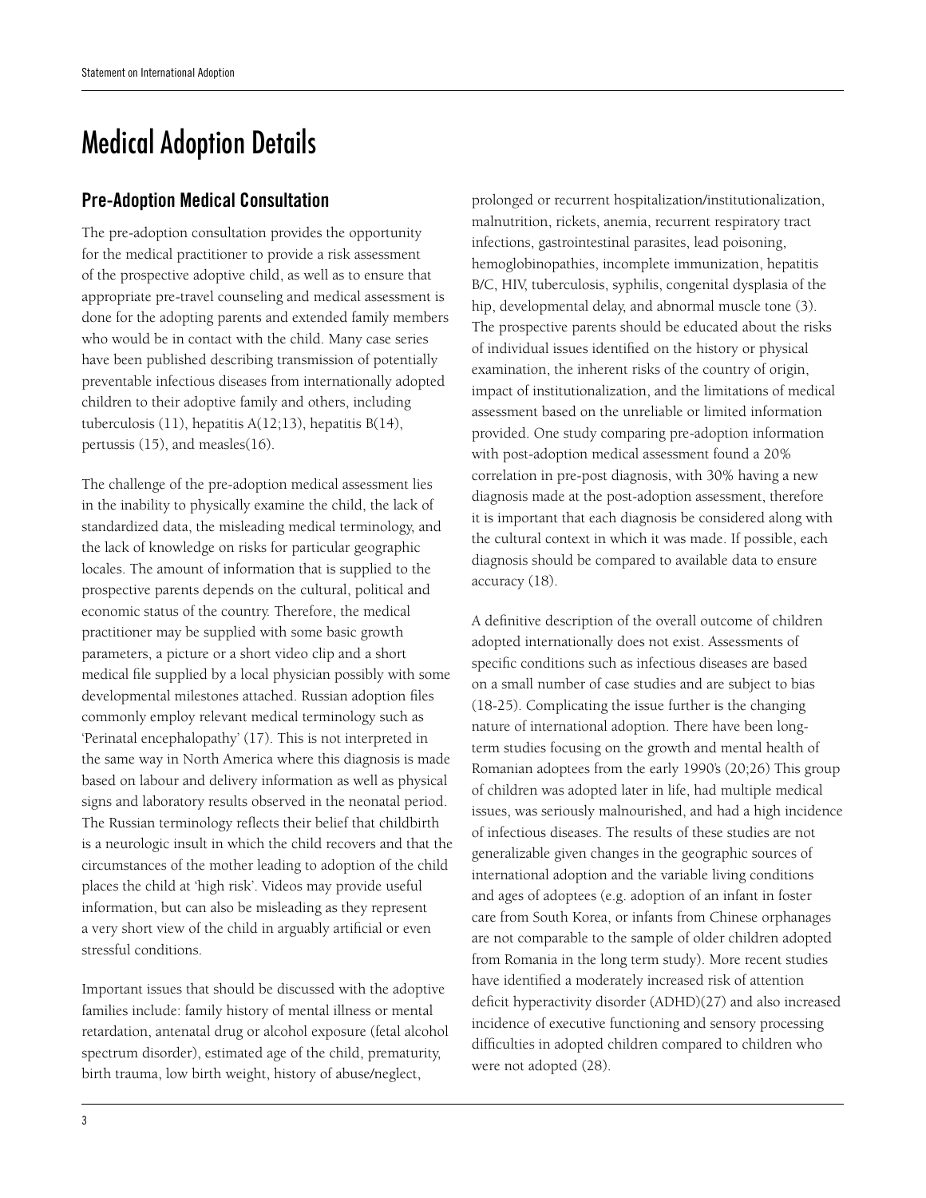# Medical Adoption Details

## Pre-Adoption Medical Consultation

The pre-adoption consultation provides the opportunity for the medical practitioner to provide a risk assessment of the prospective adoptive child, as well as to ensure that appropriate pre-travel counseling and medical assessment is done for the adopting parents and extended family members who would be in contact with the child. Many case series have been published describing transmission of potentially preventable infectious diseases from internationally adopted children to their adoptive family and others, including tuberculosis (11), hepatitis A(12;13), hepatitis B(14), pertussis (15), and measles(16).

The challenge of the pre-adoption medical assessment lies in the inability to physically examine the child, the lack of standardized data, the misleading medical terminology, and the lack of knowledge on risks for particular geographic locales. The amount of information that is supplied to the prospective parents depends on the cultural, political and economic status of the country. Therefore, the medical practitioner may be supplied with some basic growth parameters, a picture or a short video clip and a short medical file supplied by a local physician possibly with some developmental milestones attached. Russian adoption files commonly employ relevant medical terminology such as 'Perinatal encephalopathy' (17). This is not interpreted in the same way in North America where this diagnosis is made based on labour and delivery information as well as physical signs and laboratory results observed in the neonatal period. The Russian terminology reflects their belief that childbirth is a neurologic insult in which the child recovers and that the circumstances of the mother leading to adoption of the child places the child at 'high risk'. Videos may provide useful information, but can also be misleading as they represent a very short view of the child in arguably artificial or even stressful conditions.

Important issues that should be discussed with the adoptive families include: family history of mental illness or mental retardation, antenatal drug or alcohol exposure (fetal alcohol spectrum disorder), estimated age of the child, prematurity, birth trauma, low birth weight, history of abuse/neglect, prolonged or recurrent hospitalization/institutionalization, malnutrition, rickets, anemia, recurrent respiratory tract infections, gastrointestinal parasites, lead poisoning, hemoglobinopathies, incomplete immunization, hepatitis B/C, HIV, tuberculosis, syphilis, congenital dysplasia of the hip, developmental delay, and abnormal muscle tone (3). The prospective parents should be educated about the risks of individual issues identified on the history or physical examination, the inherent risks of the country of origin, impact of institutionalization, and the limitations of medical assessment based on the unreliable or limited information provided. One study comparing pre-adoption information with post-adoption medical assessment found a 20% correlation in pre-post diagnosis, with 30% having a new diagnosis made at the post-adoption assessment, therefore it is important that each diagnosis be considered along with the cultural context in which it was made. If possible, each diagnosis should be compared to available data to ensure accuracy (18).

A definitive description of the overall outcome of children adopted internationally does not exist. Assessments of specific conditions such as infectious diseases are based on a small number of case studies and are subject to bias (18-25). Complicating the issue further is the changing nature of international adoption. There have been long-term studies focusing on the growth and mental health of Romanian adoptees from the early 1990's (20;26) This group of children was adopted later in life, had multiple medical issues, was seriously malnourished, and had a high incidence of infectious diseases. The results of these studies are not generalizable given changes in the geographic sources of international adoption and the variable living conditions and ages of adoptees (e.g. adoption of an infant in foster care from South Korea, or infants from Chinese orphanages are not comparable to the sample of older children adopted from Romania in the long term study). More recent studies have identified a moderately increased risk of attention deficit hyperactivity disorder (ADHD)(27) and also increased incidence of executive functioning and sensory processing difficulties in adopted children compared to children who were not adopted (28).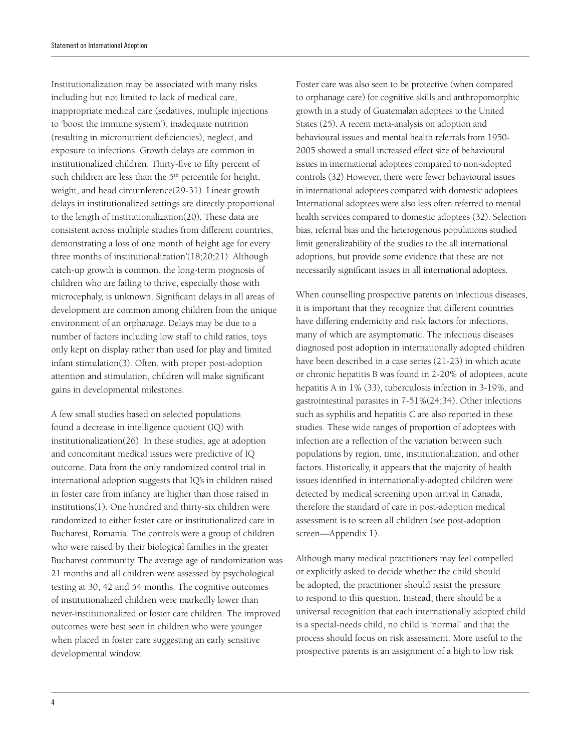Institutionalization may be associated with many risks including but not limited to lack of medical care, inappropriate medical care (sedatives, multiple injections to 'boost the immune system'), inadequate nutrition (resulting in micronutrient deficiencies), neglect, and exposure to infections. Growth delays are common in institutionalized children. Thirty-five to fifty percent of such children are less than the 5th percentile for height, weight, and head circumference(29-31). Linear growth delays in institutionalized settings are directly proportional to the length of institutionalization(20). These data are consistent across multiple studies from different countries, demonstrating a loss of one month of height age for every three months of institutionalization'(18;20;21). Although catch-up growth is common, the long-term prognosis of children who are failing to thrive, especially those with microcephaly, is unknown. Significant delays in all areas of development are common among children from the unique environment of an orphanage. Delays may be due to a number of factors including low staff to child ratios, toys only kept on display rather than used for play and limited infant stimulation(3). Often, with proper post-adoption attention and stimulation, children will make significant gains in developmental milestones.

A few small studies based on selected populations found a decrease in intelligence quotient (IQ) with institutionalization(26). In these studies, age at adoption and concomitant medical issues were predictive of IQ outcome. Data from the only randomized control trial in international adoption suggests that IQ's in children raised in foster care from infancy are higher than those raised in institutions(1). One hundred and thirty-six children were randomized to either foster care or institutionalized care in Bucharest, Romania. The controls were a group of children who were raised by their biological families in the greater Bucharest community. The average age of randomization was 21 months and all children were assessed by psychological testing at 30, 42 and 54 months. The cognitive outcomes of institutionalized children were markedly lower than never-institutionalized or foster care children. The improved outcomes were best seen in children who were younger when placed in foster care suggesting an early sensitive developmental window.

Foster care was also seen to be protective (when compared to orphanage care) for cognitive skills and anthropomorphic growth in a study of Guatemalan adoptees to the United States (25). A recent meta-analysis on adoption and behavioural issues and mental health referrals from 1950-2005 showed a small increased effect size of behavioural issues in international adoptees compared to non-adopted controls (32) However, there were fewer behavioural issues in international adoptees compared with domestic adoptees. International adoptees were also less often referred to mental health services compared to domestic adoptees (32). Selection bias, referral bias and the heterogenous populations studied limit generalizability of the studies to the all international adoptions, but provide some evidence that these are not necessarily significant issues in all international adoptees.

When counselling prospective parents on infectious diseases, it is important that they recognize that different countries have differing endemicity and risk factors for infections, many of which are asymptomatic. The infectious diseases diagnosed post adoption in internationally adopted children have been described in a case series (21-23) in which acute or chronic hepatitis B was found in 2-20% of adoptees, acute hepatitis A in 1% (33), tuberculosis infection in 3-19%, and gastrointestinal parasites in 7-51%(24;34). Other infections such as syphilis and hepatitis C are also reported in these studies. These wide ranges of proportion of adoptees with infection are a reflection of the variation between such populations by region, time, institutionalization, and other factors. Historically, it appears that the majority of health issues identified in internationally-adopted children were detected by medical screening upon arrival in Canada, therefore the standard of care in post-adoption medical assessment is to screen all children (see post-adoption screen—Appendix 1).

Although many medical practitioners may feel compelled or explicitly asked to decide whether the child should be adopted, the practitioner should resist the pressure to respond to this question. Instead, there should be a universal recognition that each internationally adopted child is a special-needs child, no child is 'normal' and that the process should focus on risk assessment. More useful to the prospective parents is an assignment of a high to low risk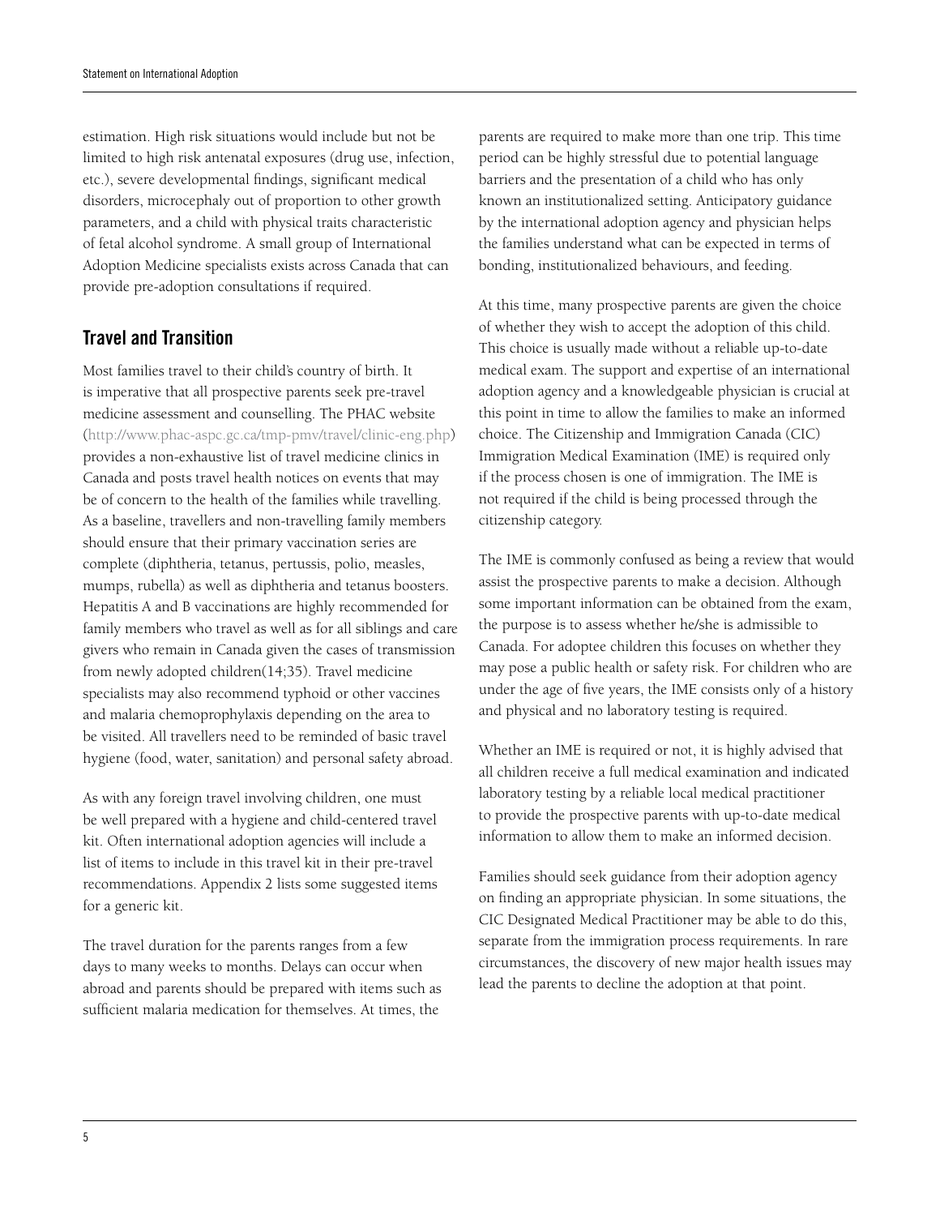estimation. High risk situations would include but not be limited to high risk antenatal exposures (drug use, infection, etc.), severe developmental findings, significant medical disorders, microcephaly out of proportion to other growth parameters, and a child with physical traits characteristic of fetal alcohol syndrome. A small group of International Adoption Medicine specialists exists across Canada that can provide pre-adoption consultations if required.

## Travel and Transition

Most families travel to their child's country of birth. It is imperative that all prospective parents seek pre-travel medicine assessment and counselling. The PHAC website (http://www.phac-aspc.gc.ca/tmp-pmv/travel/clinic-eng.php) provides a non-exhaustive list of travel medicine clinics in Canada and posts travel health notices on events that may be of concern to the health of the families while travelling. As a baseline, travellers and non-travelling family members should ensure that their primary vaccination series are complete (diphtheria, tetanus, pertussis, polio, measles, mumps, rubella) as well as diphtheria and tetanus boosters. Hepatitis A and B vaccinations are highly recommended for family members who travel as well as for all siblings and care givers who remain in Canada given the cases of transmission from newly adopted children(14;35). Travel medicine specialists may also recommend typhoid or other vaccines and malaria chemoprophylaxis depending on the area to be visited. All travellers need to be reminded of basic travel hygiene (food, water, sanitation) and personal safety abroad.

As with any foreign travel involving children, one must be well prepared with a hygiene and child-centered travel kit. Often international adoption agencies will include a list of items to include in this travel kit in their pre-travel recommendations. Appendix 2 lists some suggested items for a generic kit.

The travel duration for the parents ranges from a few days to many weeks to months. Delays can occur when abroad and parents should be prepared with items such as sufficient malaria medication for themselves. At times, the parents are required to make more than one trip. This time period can be highly stressful due to potential language barriers and the presentation of a child who has only known an institutionalized setting. Anticipatory guidance by the international adoption agency and physician helps the families understand what can be expected in terms of bonding, institutionalized behaviours, and feeding.

At this time, many prospective parents are given the choice of whether they wish to accept the adoption of this child. This choice is usually made without a reliable up-to-date medical exam. The support and expertise of an international adoption agency and a knowledgeable physician is crucial at this point in time to allow the families to make an informed choice. The Citizenship and Immigration Canada (CIC) Immigration Medical Examination (IME) is required only if the process chosen is one of immigration. The IME is not required if the child is being processed through the citizenship category.

The IME is commonly confused as being a review that would assist the prospective parents to make a decision. Although some important information can be obtained from the exam, the purpose is to assess whether he/she is admissible to Canada. For adoptee children this focuses on whether they may pose a public health or safety risk. For children who are under the age of five years, the IME consists only of a history and physical and no laboratory testing is required.

Whether an IME is required or not, it is highly advised that all children receive a full medical examination and indicated laboratory testing by a reliable local medical practitioner to provide the prospective parents with up-to-date medical information to allow them to make an informed decision.

Families should seek guidance from their adoption agency on finding an appropriate physician. In some situations, the CIC Designated Medical Practitioner may be able to do this, separate from the immigration process requirements. In rare circumstances, the discovery of new major health issues may lead the parents to decline the adoption at that point.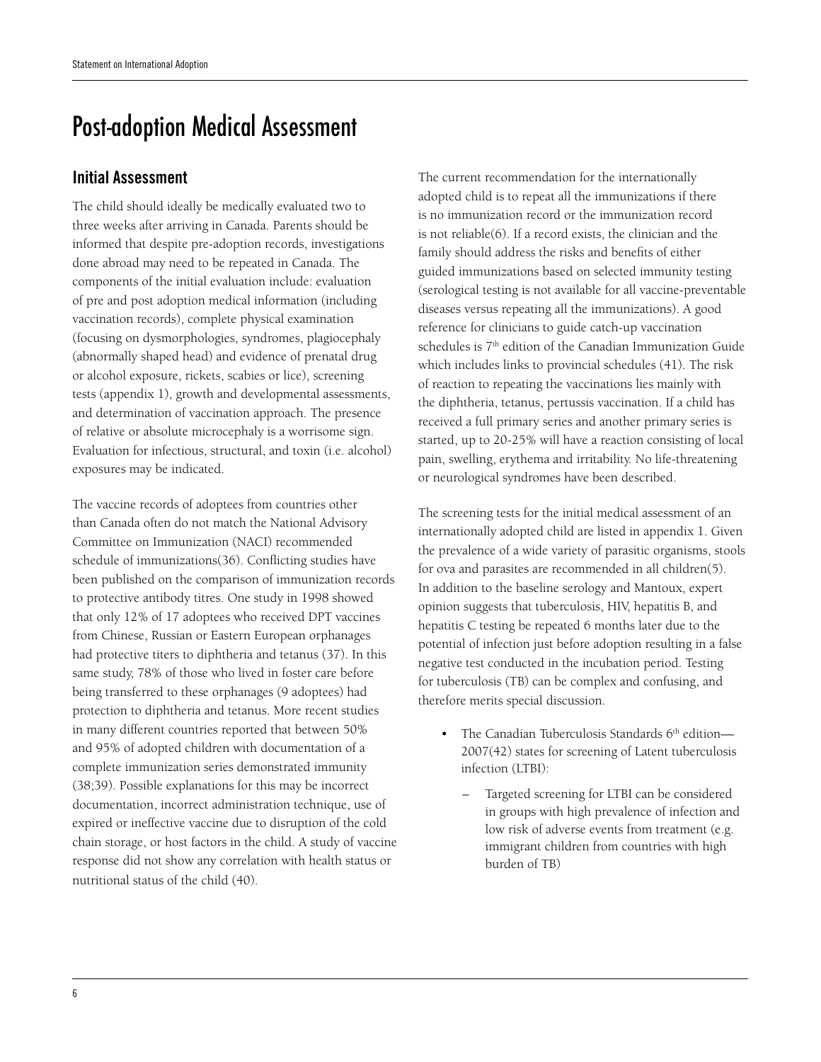# Post-adoption Medical Assessment

## Initial Assessment

The child should ideally be medically evaluated two to three weeks after arriving in Canada. Parents should be informed that despite pre-adoption records, investigations done abroad may need to be repeated in Canada. The components of the initial evaluation include: evaluation of pre and post adoption medical information (including vaccination records), complete physical examination (focusing on dysmorphologies, syndromes, plagiocephaly (abnormally shaped head) and evidence of prenatal drug or alcohol exposure, rickets, scabies or lice), screening tests (appendix 1), growth and developmental assessments, and determination of vaccination approach. The presence of relative or absolute microcephaly is a worrisome sign. Evaluation for infectious, structural, and toxin (i.e. alcohol) exposures may be indicated.

The vaccine records of adoptees from countries other than Canada often do not match the National Advisory Committee on Immunization (NACI) recommended schedule of immunizations(36). Conflicting studies have been published on the comparison of immunization records to protective antibody titres. One study in 1998 showed that only 12% of 17 adoptees who received DPT vaccines from Chinese, Russian or Eastern European orphanages had protective titers to diphtheria and tetanus (37). In this same study, 78% of those who lived in foster care before being transferred to these orphanages (9 adoptees) had protection to diphtheria and tetanus. More recent studies in many different countries reported that between 50% and 95% of adopted children with documentation of a complete immunization series demonstrated immunity (38;39). Possible explanations for this may be incorrect documentation, incorrect administration technique, use of expired or ineffective vaccine due to disruption of the cold chain storage, or host factors in the child. A study of vaccine response did not show any correlation with health status or nutritional status of the child (40).

The current recommendation for the internationally adopted child is to repeat all the immunizations if there is no immunization record or the immunization record is not reliable(6). If a record exists, the clinician and the family should address the risks and benefits of either guided immunizations based on selected immunity testing (serological testing is not available for all vaccine-preventable diseases versus repeating all the immunizations). A good reference for clinicians to guide catch-up vaccination schedules is 7th edition of the Canadian Immunization Guide which includes links to provincial schedules (41). The risk of reaction to repeating the vaccinations lies mainly with the diphtheria, tetanus, pertussis vaccination. If a child has received a full primary series and another primary series is started, up to 20-25% will have a reaction consisting of local pain, swelling, erythema and irritability. No life-threatening or neurological syndromes have been described.

The screening tests for the initial medical assessment of an internationally adopted child are listed in appendix 1. Given the prevalence of a wide variety of parasitic organisms, stools for ova and parasites are recommended in all children(5). In addition to the baseline serology and Mantoux, expert opinion suggests that tuberculosis, HIV, hepatitis B, and hepatitis C testing be repeated 6 months later due to the potential of infection just before adoption resulting in a false negative test conducted in the incubation period. Testing for tuberculosis (TB) can be complex and confusing, and therefore merits special discussion.

- The Canadian Tuberculosis Standards 6th edition—2007(42) states for screening of Latent tuberculosis infection (LTBI):
  - Targeted screening for LTBI can be considered in groups with high prevalence of infection and low risk of adverse events from treatment (e.g. immigrant children from countries with high burden of TB)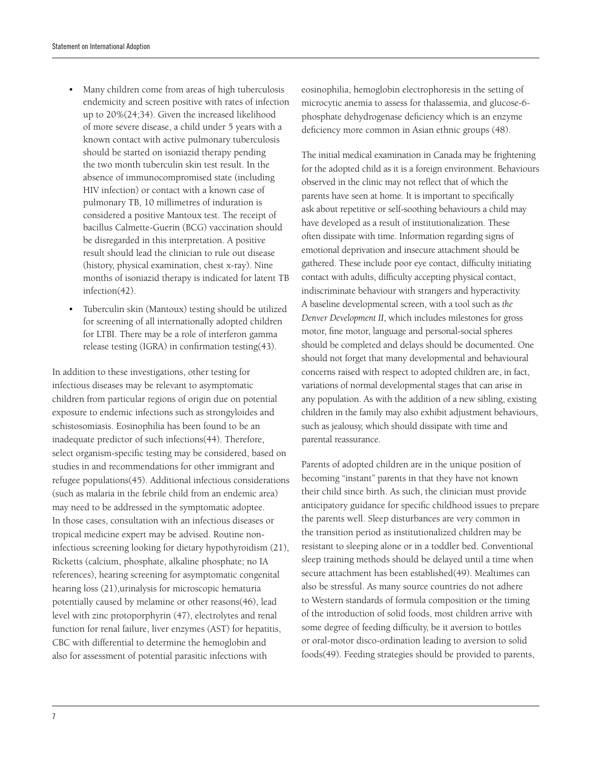- Many children come from areas of high tuberculosis endemicity and screen positive with rates of infection up to 20%(24;34). Given the increased likelihood of more severe disease, a child under 5 years with a known contact with active pulmonary tuberculosis should be started on isoniazid therapy pending the two month tuberculin skin test result. In the absence of immunocompromised state (including HIV infection) or contact with a known case of pulmonary TB, 10 millimetres of induration is considered a positive Mantoux test. The receipt of bacillus Calmette-Guerin (BCG) vaccination should be disregarded in this interpretation. A positive result should lead the clinician to rule out disease (history, physical examination, chest x-ray). Nine months of isoniazid therapy is indicated for latent TB infection(42).
- Tuberculin skin (Mantoux) testing should be utilized for screening of all internationally adopted children for LTBI. There may be a role of interferon gamma release testing (IGRA) in confirmation testing(43).

In addition to these investigations, other testing for infectious diseases may be relevant to asymptomatic children from particular regions of origin due on potential exposure to endemic infections such as strongyloides and schistosomiasis. Eosinophilia has been found to be an inadequate predictor of such infections(44). Therefore, select organism-specific testing may be considered, based on studies in and recommendations for other immigrant and refugee populations(45). Additional infectious considerations (such as malaria in the febrile child from an endemic area) may need to be addressed in the symptomatic adoptee. In those cases, consultation with an infectious diseases or tropical medicine expert may be advised. Routine non-infectious screening looking for dietary hypothyroidism (21), Ricketts (calcium, phosphate, alkaline phosphate; no IA references), hearing screening for asymptomatic congenital hearing loss (21),urinalysis for microscopic hematuria potentially caused by melamine or other reasons(46), lead level with zinc protoporphyrin (47), electrolytes and renal function for renal failure, liver enzymes (AST) for hepatitis, CBC with differential to determine the hemoglobin and also for assessment of potential parasitic infections with eosinophilia, hemoglobin electrophoresis in the setting of microcytic anemia to assess for thalassemia, and glucose-6-phosphate dehydrogenase deficiency which is an enzyme deficiency more common in Asian ethnic groups (48).

The initial medical examination in Canada may be frightening for the adopted child as it is a foreign environment. Behaviours observed in the clinic may not reflect that of which the parents have seen at home. It is important to specifically ask about repetitive or self-soothing behaviours a child may have developed as a result of institutionalization. These often dissipate with time. Information regarding signs of emotional deprivation and insecure attachment should be gathered. These include poor eye contact, difficulty initiating contact with adults, difficulty accepting physical contact, indiscriminate behaviour with strangers and hyperactivity. A baseline developmental screen, with a tool such as *the Denver Development II*, which includes milestones for gross motor, fine motor, language and personal-social spheres should be completed and delays should be documented. One should not forget that many developmental and behavioural concerns raised with respect to adopted children are, in fact, variations of normal developmental stages that can arise in any population. As with the addition of a new sibling, existing children in the family may also exhibit adjustment behaviours, such as jealousy, which should dissipate with time and parental reassurance.

Parents of adopted children are in the unique position of becoming "instant" parents in that they have not known their child since birth. As such, the clinician must provide anticipatory guidance for specific childhood issues to prepare the parents well. Sleep disturbances are very common in the transition period as institutionalized children may be resistant to sleeping alone or in a toddler bed. Conventional sleep training methods should be delayed until a time when secure attachment has been established(49). Mealtimes can also be stressful. As many source countries do not adhere to Western standards of formula composition or the timing of the introduction of solid foods, most children arrive with some degree of feeding difficulty, be it aversion to bottles or oral-motor disco-ordination leading to aversion to solid foods(49). Feeding strategies should be provided to parents,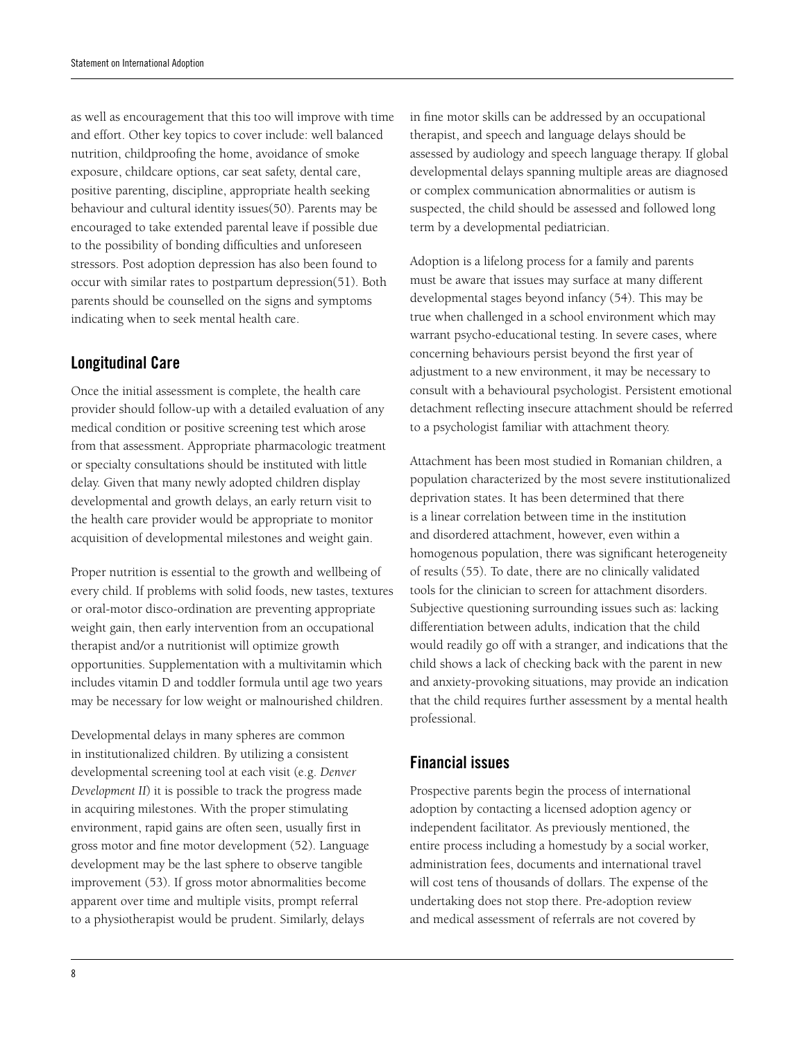as well as encouragement that this too will improve with time and effort. Other key topics to cover include: well balanced nutrition, childproofing the home, avoidance of smoke exposure, childcare options, car seat safety, dental care, positive parenting, discipline, appropriate health seeking behaviour and cultural identity issues(50). Parents may be encouraged to take extended parental leave if possible due to the possibility of bonding difficulties and unforeseen stressors. Post adoption depression has also been found to occur with similar rates to postpartum depression(51). Both parents should be counselled on the signs and symptoms indicating when to seek mental health care.

## Longitudinal Care

Once the initial assessment is complete, the health care provider should follow-up with a detailed evaluation of any medical condition or positive screening test which arose from that assessment. Appropriate pharmacologic treatment or specialty consultations should be instituted with little delay. Given that many newly adopted children display developmental and growth delays, an early return visit to the health care provider would be appropriate to monitor acquisition of developmental milestones and weight gain.

Proper nutrition is essential to the growth and wellbeing of every child. If problems with solid foods, new tastes, textures or oral-motor disco-ordination are preventing appropriate weight gain, then early intervention from an occupational therapist and/or a nutritionist will optimize growth opportunities. Supplementation with a multivitamin which includes vitamin D and toddler formula until age two years may be necessary for low weight or malnourished children.

Developmental delays in many spheres are common in institutionalized children. By utilizing a consistent developmental screening tool at each visit (e.g. *Denver Development II*) it is possible to track the progress made in acquiring milestones. With the proper stimulating environment, rapid gains are often seen, usually first in gross motor and fine motor development (52). Language development may be the last sphere to observe tangible improvement (53). If gross motor abnormalities become apparent over time and multiple visits, prompt referral to a physiotherapist would be prudent. Similarly, delays in fine motor skills can be addressed by an occupational therapist, and speech and language delays should be assessed by audiology and speech language therapy. If global developmental delays spanning multiple areas are diagnosed or complex communication abnormalities or autism is suspected, the child should be assessed and followed long term by a developmental pediatrician.

Adoption is a lifelong process for a family and parents must be aware that issues may surface at many different developmental stages beyond infancy (54). This may be true when challenged in a school environment which may warrant psycho-educational testing. In severe cases, where concerning behaviours persist beyond the first year of adjustment to a new environment, it may be necessary to consult with a behavioural psychologist. Persistent emotional detachment reflecting insecure attachment should be referred to a psychologist familiar with attachment theory.

Attachment has been most studied in Romanian children, a population characterized by the most severe institutionalized deprivation states. It has been determined that there is a linear correlation between time in the institution and disordered attachment, however, even within a homogenous population, there was significant heterogeneity of results (55). To date, there are no clinically validated tools for the clinician to screen for attachment disorders. Subjective questioning surrounding issues such as: lacking differentiation between adults, indication that the child would readily go off with a stranger, and indications that the child shows a lack of checking back with the parent in new and anxiety-provoking situations, may provide an indication that the child requires further assessment by a mental health professional.

## Financial issues

Prospective parents begin the process of international adoption by contacting a licensed adoption agency or independent facilitator. As previously mentioned, the entire process including a homestudy by a social worker, administration fees, documents and international travel will cost tens of thousands of dollars. The expense of the undertaking does not stop there. Pre-adoption review and medical assessment of referrals are not covered by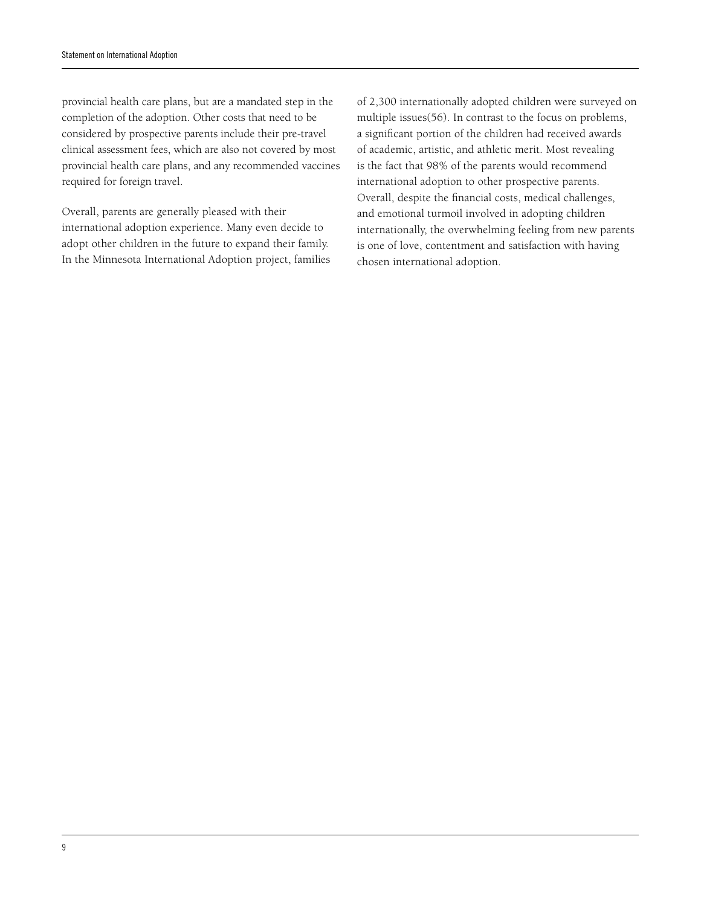provincial health care plans, but are a mandated step in the completion of the adoption. Other costs that need to be considered by prospective parents include their pre-travel clinical assessment fees, which are also not covered by most provincial health care plans, and any recommended vaccines required for foreign travel.

Overall, parents are generally pleased with their international adoption experience. Many even decide to adopt other children in the future to expand their family. In the Minnesota International Adoption project, families of 2,300 internationally adopted children were surveyed on multiple issues(56). In contrast to the focus on problems, a significant portion of the children had received awards of academic, artistic, and athletic merit. Most revealing is the fact that 98% of the parents would recommend international adoption to other prospective parents. Overall, despite the financial costs, medical challenges, and emotional turmoil involved in adopting children internationally, the overwhelming feeling from new parents is one of love, contentment and satisfaction with having chosen international adoption.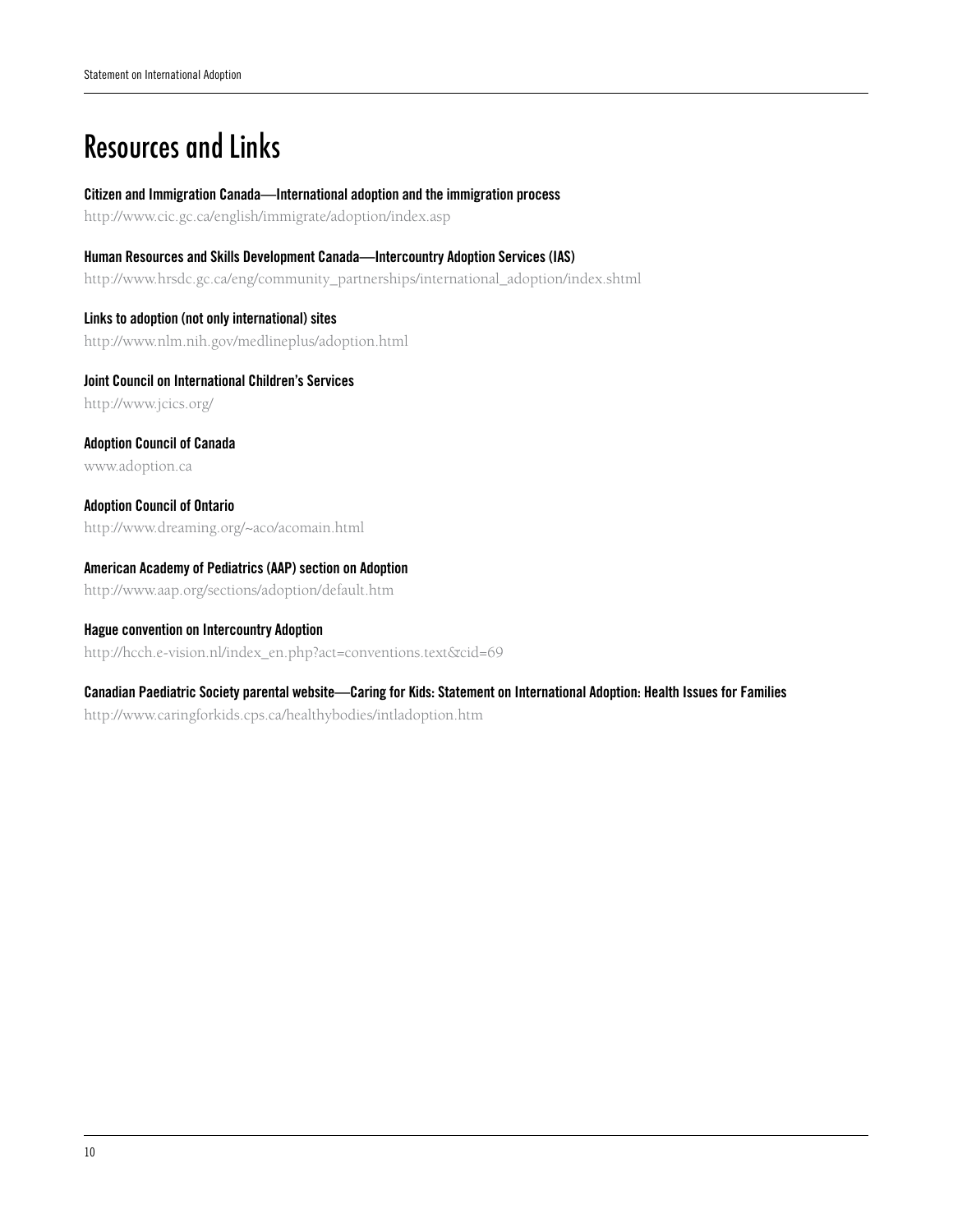# Resources and Links

**Citizen and Immigration Canada—International adoption and the immigration process**

http://www.cic.gc.ca/english/immigrate/adoption/index.asp

**Human Resources and Skills Development Canada—Intercountry Adoption Services (IAS)**

http://www.hrsdc.gc.ca/eng/community_partnerships/international_adoption/index.shtml

**Links to adoption (not only international) sites**

http://www.nlm.nih.gov/medlineplus/adoption.html

**Joint Council on International Children's Services**

http://www.jcics.org/

**Adoption Council of Canada**

www.adoption.ca

**Adoption Council of Ontario**

http://www.dreaming.org/~aco/acomain.html

**American Academy of Pediatrics (AAP) section on Adoption**

http://www.aap.org/sections/adoption/default.htm

**Hague convention on Intercountry Adoption**

http://hcch.e-vision.nl/index_en.php?act=conventions.text&cid=69

**Canadian Paediatric Society parental website—Caring for Kids: Statement on International Adoption: Health Issues for Families**

http://www.caringforkids.cps.ca/healthybodies/intladoption.htm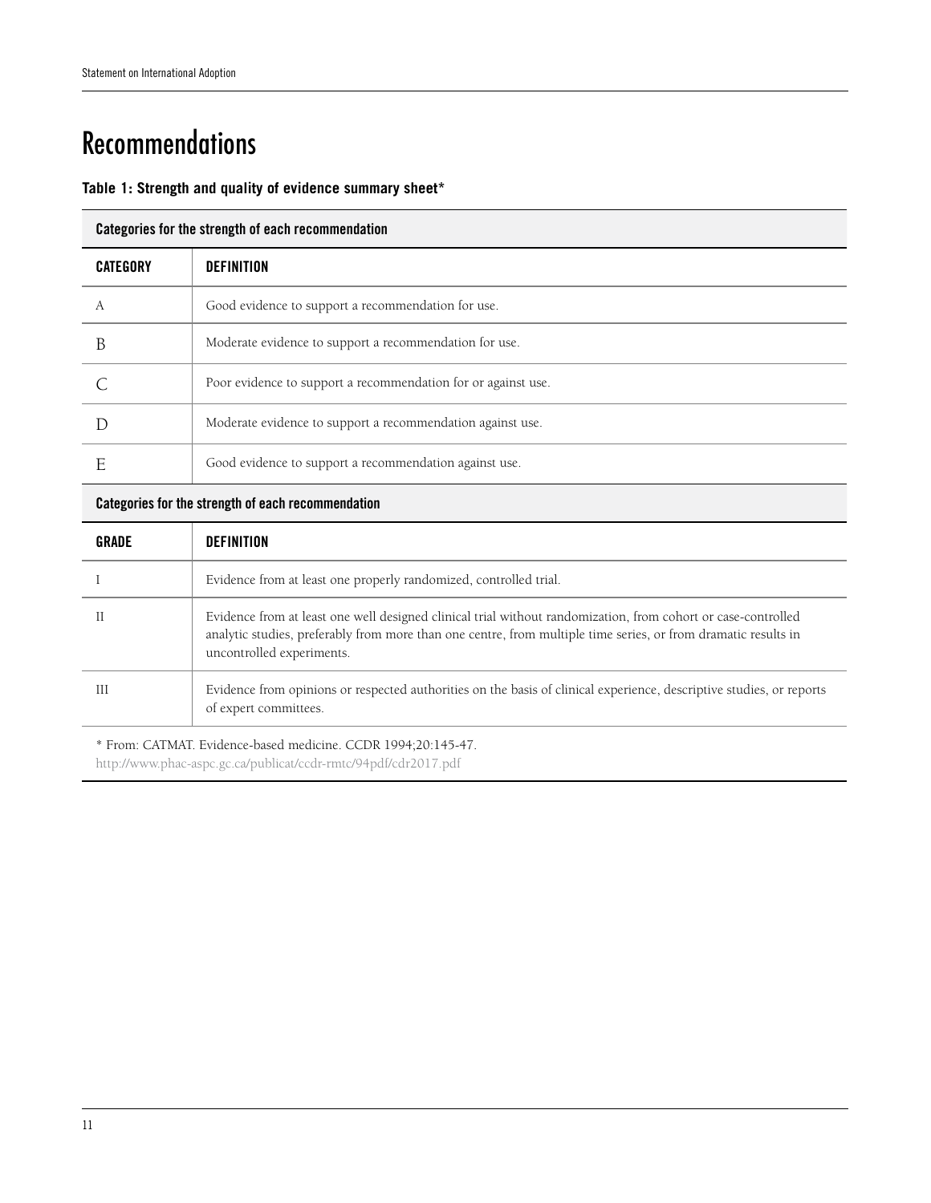# Recommendations

**Table 1: Strength and quality of evidence summary sheet***

| Categories for the strength of each recommendation | |
|---|---|
| **CATEGORY** | **DEFINITION** |
| A | Good evidence to support a recommendation for use. |
| B | Moderate evidence to support a recommendation for use. |
| C | Poor evidence to support a recommendation for or against use. |
| D | Moderate evidence to support a recommendation against use. |
| E | Good evidence to support a recommendation against use. |
| **Categories for the strength of each recommendation** | |
| **GRADE** | **DEFINITION** |
| I | Evidence from at least one properly randomized, controlled trial. |
| II | Evidence from at least one well designed clinical trial without randomization, from cohort or case-controlled analytic studies, preferably from more than one centre, from multiple time series, or from dramatic results in uncontrolled experiments. |
| III | Evidence from opinions or respected authorities on the basis of clinical experience, descriptive studies, or reports of expert committees. |

* From: CATMAT. Evidence-based medicine. CCDR 1994;20:145-47.
http://www.phac-aspc.gc.ca/publicat/ccdr-rmtc/94pdf/cdr2017.pdf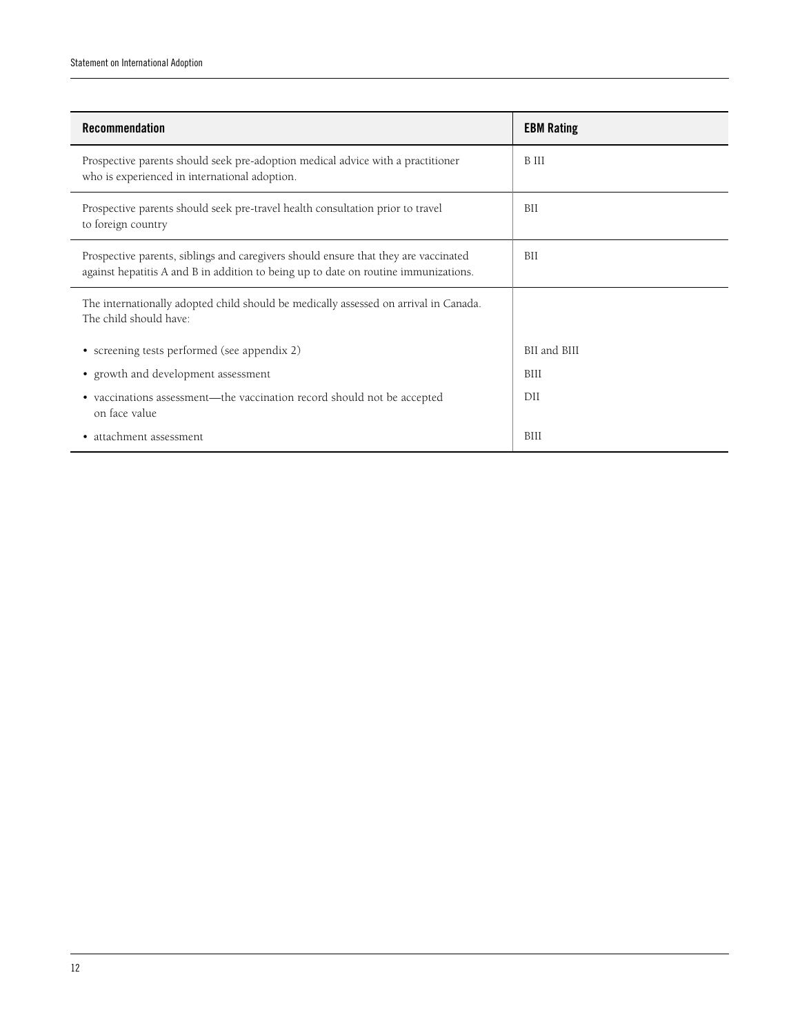| Recommendation | EBM Rating |
|---|---|
| Prospective parents should seek pre-adoption medical advice with a practitioner who is experienced in international adoption. | B III |
| Prospective parents should seek pre-travel health consultation prior to travel to foreign country | BII |
| Prospective parents, siblings and caregivers should ensure that they are vaccinated against hepatitis A and B in addition to being up to date on routine immunizations. | BII |
| The internationally adopted child should be medically assessed on arrival in Canada. The child should have: | |
| • screening tests performed (see appendix 2) | BII and BIII |
| • growth and development assessment | BIII |
| • vaccinations assessment—the vaccination record should not be accepted on face value | DII |
| • attachment assessment | BIII |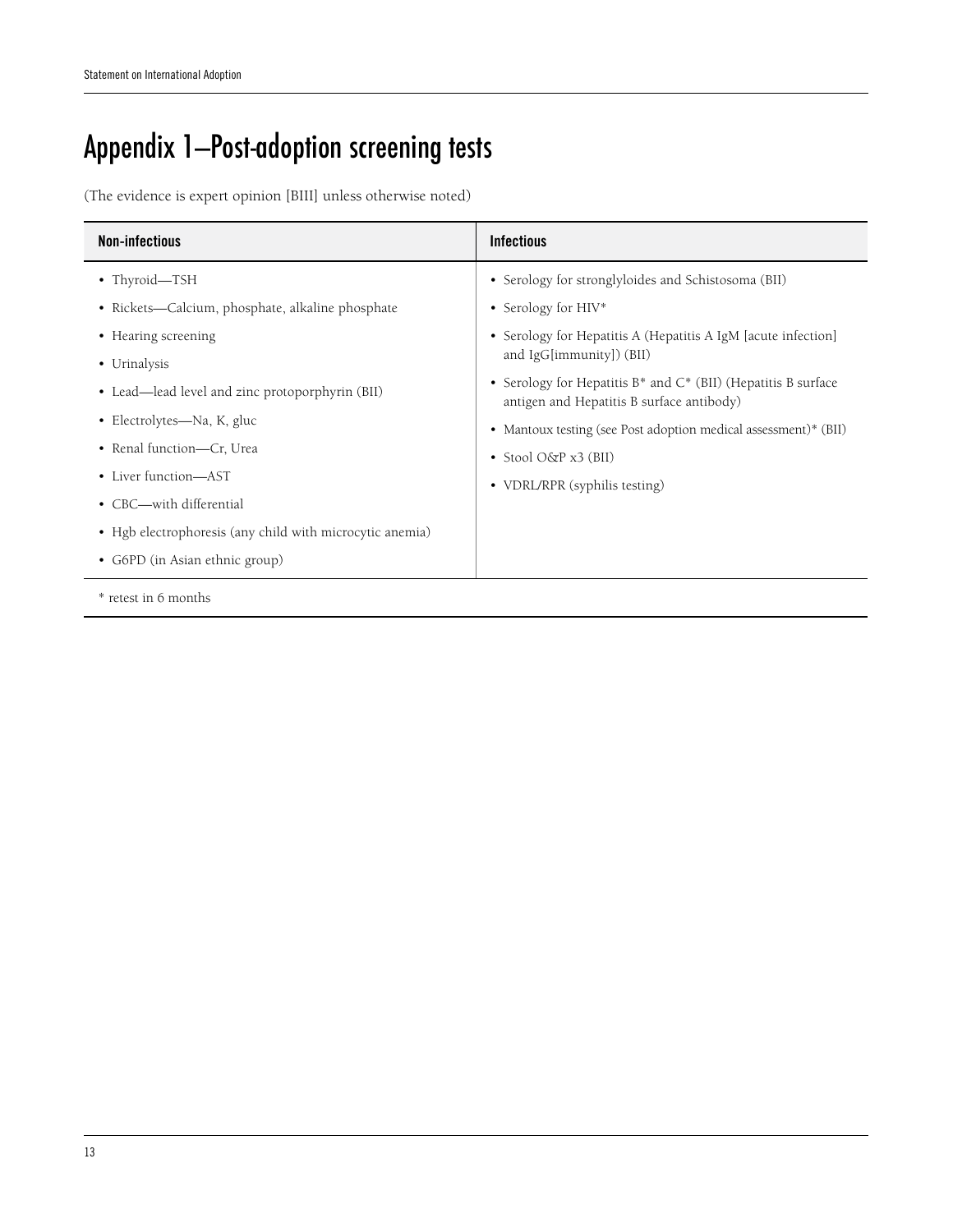# Appendix 1—Post-adoption screening tests

(The evidence is expert opinion [BIII] unless otherwise noted)

| Non-infectious | Infectious |
|---|---|
| • Thyroid—TSH<br>• Rickets—Calcium, phosphate, alkaline phosphate<br>• Hearing screening<br>• Urinalysis<br>• Lead—lead level and zinc protoporphyrin (BII)<br>• Electrolytes—Na, K, gluc<br>• Renal function—Cr, Urea<br>• Liver function—AST<br>• CBC—with differential<br>• Hgb electrophoresis (any child with microcytic anemia)<br>• G6PD (in Asian ethnic group) | • Serology for stronglyloides and Schistosoma (BII)<br>• Serology for HIV*<br>• Serology for Hepatitis A (Hepatitis A IgM [acute infection] and IgG[immunity]) (BII)<br>• Serology for Hepatitis B* and C* (BII) (Hepatitis B surface antigen and Hepatitis B surface antibody)<br>• Mantoux testing (see Post adoption medical assessment)* (BII)<br>• Stool O&P x3 (BII)<br>• VDRL/RPR (syphilis testing) |

\* retest in 6 months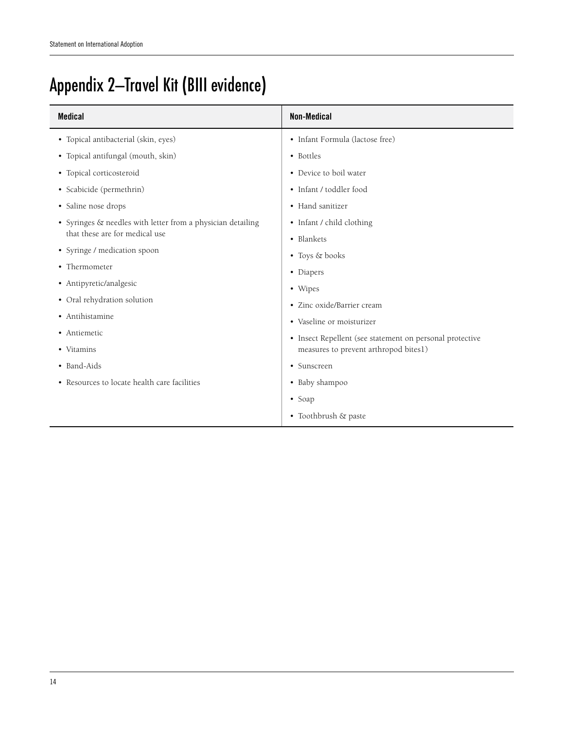# Appendix 2—Travel Kit (BIII evidence)

| Medical | Non-Medical |
|---|---|
| • Topical antibacterial (skin, eyes) | • Infant Formula (lactose free) |
| • Topical antifungal (mouth, skin) | • Bottles |
| • Topical corticosteroid | • Device to boil water |
| • Scabicide (permethrin) | • Infant / toddler food |
| • Saline nose drops | • Hand sanitizer |
| • Syringes & needles with letter from a physician detailing that these are for medical use | • Infant / child clothing |
| • Syringe / medication spoon | • Blankets |
| • Thermometer | • Toys & books |
| • Antipyretic/analgesic | • Diapers |
| • Oral rehydration solution | • Wipes |
| • Antihistamine | • Zinc oxide/Barrier cream |
| • Antiemetic | • Vaseline or moisturizer |
| • Vitamins | • Insect Repellent (see statement on personal protective measures to prevent arthropod bites1) |
| • Band-Aids | • Sunscreen |
| • Resources to locate health care facilities | • Baby shampoo |
| | • Soap |
| | • Toothbrush & paste |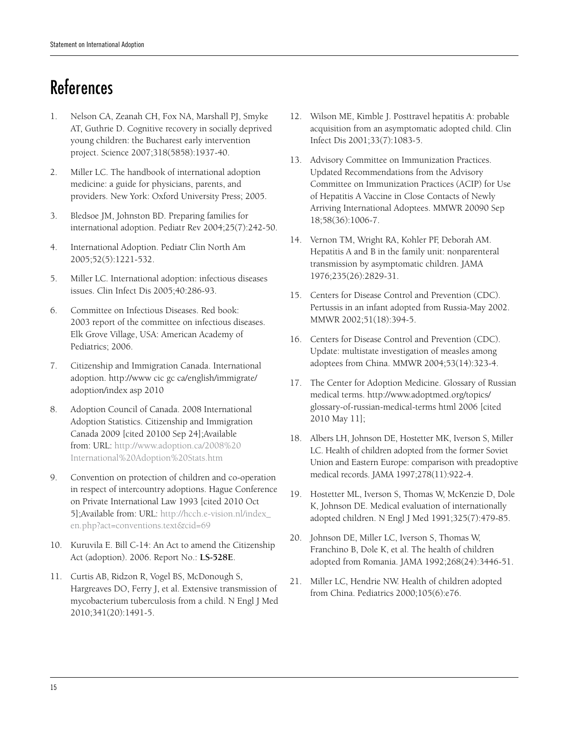# References

1. Nelson CA, Zeanah CH, Fox NA, Marshall PJ, Smyke AT, Guthrie D. Cognitive recovery in socially deprived young children: the Bucharest early intervention project. Science 2007;318(5858):1937-40.
2. Miller LC. The handbook of international adoption medicine: a guide for physicians, parents, and providers. New York: Oxford University Press; 2005.
3. Bledsoe JM, Johnston BD. Preparing families for international adoption. Pediatr Rev 2004;25(7):242-50.
4. International Adoption. Pediatr Clin North Am 2005;52(5):1221-532.
5. Miller LC. International adoption: infectious diseases issues. Clin Infect Dis 2005;40:286-93.
6. Committee on Infectious Diseases. Red book: 2003 report of the committee on infectious diseases. Elk Grove Village, USA: American Academy of Pediatrics; 2006.
7. Citizenship and Immigration Canada. International adoption. http://www cic gc ca/english/immigrate/adoption/index asp 2010
8. Adoption Council of Canada. 2008 International Adoption Statistics. Citizenship and Immigration Canada 2009 [cited 20100 Sep 24];Available from: URL: http://www.adoption.ca/2008%20International%20Adoption%20Stats.htm
9. Convention on protection of children and co-operation in respect of intercountry adoptions. Hague Conference on Private International Law 1993 [cited 2010 Oct 5];Available from: URL: http://hcch.e-vision.nl/index_en.php?act=conventions.text&cid=69
10. Kuruvila E. Bill C-14: An Act to amend the Citizenship Act (adoption). 2006. Report No.: **LS-528E**.
11. Curtis AB, Ridzon R, Vogel BS, McDonough S, Hargreaves DO, Ferry J, et al. Extensive transmission of mycobacterium tuberculosis from a child. N Engl J Med 2010;341(20):1491-5.
12. Wilson ME, Kimble J. Posttravel hepatitis A: probable acquisition from an asymptomatic adopted child. Clin Infect Dis 2001;33(7):1083-5.
13. Advisory Committee on Immunization Practices. Updated Recommendations from the Advisory Committee on Immunization Practices (ACIP) for Use of Hepatitis A Vaccine in Close Contacts of Newly Arriving International Adoptees. MMWR 20090 Sep 18;58(36):1006-7.
14. Vernon TM, Wright RA, Kohler PF, Deborah AM. Hepatitis A and B in the family unit: nonparenteral transmission by asymptomatic children. JAMA 1976;235(26):2829-31.
15. Centers for Disease Control and Prevention (CDC). Pertussis in an infant adopted from Russia-May 2002. MMWR 2002;51(18):394-5.
16. Centers for Disease Control and Prevention (CDC). Update: multistate investigation of measles among adoptees from China. MMWR 2004;53(14):323-4.
17. The Center for Adoption Medicine. Glossary of Russian medical terms. http://www.adoptmed.org/topics/glossary-of-russian-medical-terms html 2006 [cited 2010 May 11];
18. Albers LH, Johnson DE, Hostetter MK, Iverson S, Miller LC. Health of children adopted from the former Soviet Union and Eastern Europe: comparison with preadoptive medical records. JAMA 1997;278(11):922-4.
19. Hostetter ML, Iverson S, Thomas W, McKenzie D, Dole K, Johnson DE. Medical evaluation of internationally adopted children. N Engl J Med 1991;325(7):479-85.
20. Johnson DE, Miller LC, Iverson S, Thomas W, Franchino B, Dole K, et al. The health of children adopted from Romania. JAMA 1992;268(24):3446-51.
21. Miller LC, Hendrie NW. Health of children adopted from China. Pediatrics 2000;105(6):e76.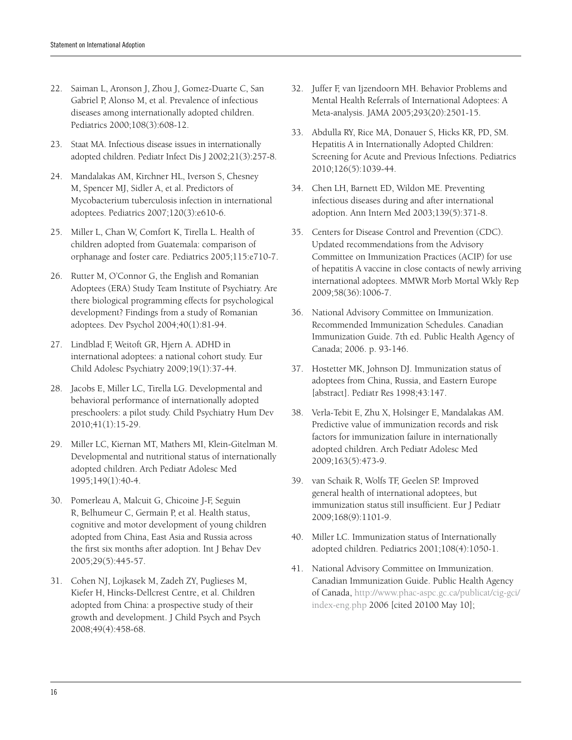22. Saiman L, Aronson J, Zhou J, Gomez-Duarte C, San Gabriel P, Alonso M, et al. Prevalence of infectious diseases among internationally adopted children. Pediatrics 2000;108(3):608-12.

23. Staat MA. Infectious disease issues in internationally adopted children. Pediatr Infect Dis J 2002;21(3):257-8.

24. Mandalakas AM, Kirchner HL, Iverson S, Chesney M, Spencer MJ, Sidler A, et al. Predictors of Mycobacterium tuberculosis infection in international adoptees. Pediatrics 2007;120(3):e610-6.

25. Miller L, Chan W, Comfort K, Tirella L. Health of children adopted from Guatemala: comparison of orphanage and foster care. Pediatrics 2005;115:e710-7.

26. Rutter M, O'Connor G, the English and Romanian Adoptees (ERA) Study Team Institute of Psychiatry. Are there biological programming effects for psychological development? Findings from a study of Romanian adoptees. Dev Psychol 2004;40(1):81-94.

27. Lindblad F, Weitoft GR, Hjern A. ADHD in international adoptees: a national cohort study. Eur Child Adolesc Psychiatry 2009;19(1):37-44.

28. Jacobs E, Miller LC, Tirella LG. Developmental and behavioral performance of internationally adopted preschoolers: a pilot study. Child Psychiatry Hum Dev 2010;41(1):15-29.

29. Miller LC, Kiernan MT, Mathers MI, Klein-Gitelman M. Developmental and nutritional status of internationally adopted children. Arch Pediatr Adolesc Med 1995;149(1):40-4.

30. Pomerleau A, Malcuit G, Chicoine J-F, Seguin R, Belhumeur C, Germain P, et al. Health status, cognitive and motor development of young children adopted from China, East Asia and Russia across the first six months after adoption. Int J Behav Dev 2005;29(5):445-57.

31. Cohen NJ, Lojkasek M, Zadeh ZY, Puglieses M, Kiefer H, Hincks-Dellcrest Centre, et al. Children adopted from China: a prospective study of their growth and development. J Child Psych and Psych 2008;49(4):458-68.

32. Juffer F, van Ijzendoorn MH. Behavior Problems and Mental Health Referrals of International Adoptees: A Meta-analysis. JAMA 2005;293(20):2501-15.

33. Abdulla RY, Rice MA, Donauer S, Hicks KR, PD, SM. Hepatitis A in Internationally Adopted Children: Screening for Acute and Previous Infections. Pediatrics 2010;126(5):1039-44.

34. Chen LH, Barnett ED, Wildon ME. Preventing infectious diseases during and after international adoption. Ann Intern Med 2003;139(5):371-8.

35. Centers for Disease Control and Prevention (CDC). Updated recommendations from the Advisory Committee on Immunization Practices (ACIP) for use of hepatitis A vaccine in close contacts of newly arriving international adoptees. MMWR Morb Mortal Wkly Rep 2009;58(36):1006-7.

36. National Advisory Committee on Immunization. Recommended Immunization Schedules. Canadian Immunization Guide. 7th ed. Public Health Agency of Canada; 2006. p. 93-146.

37. Hostetter MK, Johnson DJ. Immunization status of adoptees from China, Russia, and Eastern Europe [abstract]. Pediatr Res 1998;43:147.

38. Verla-Tebit E, Zhu X, Holsinger E, Mandalakas AM. Predictive value of immunization records and risk factors for immunization failure in internationally adopted children. Arch Pediatr Adolesc Med 2009;163(5):473-9.

39. van Schaik R, Wolfs TF, Geelen SP. Improved general health of international adoptees, but immunization status still insufficient. Eur J Pediatr 2009;168(9):1101-9.

40. Miller LC. Immunization status of Internationally adopted children. Pediatrics 2001;108(4):1050-1.

41. National Advisory Committee on Immunization. Canadian Immunization Guide. Public Health Agency of Canada, http://www.phac-aspc.gc.ca/publicat/cig-gci/index-eng.php 2006 [cited 20100 May 10];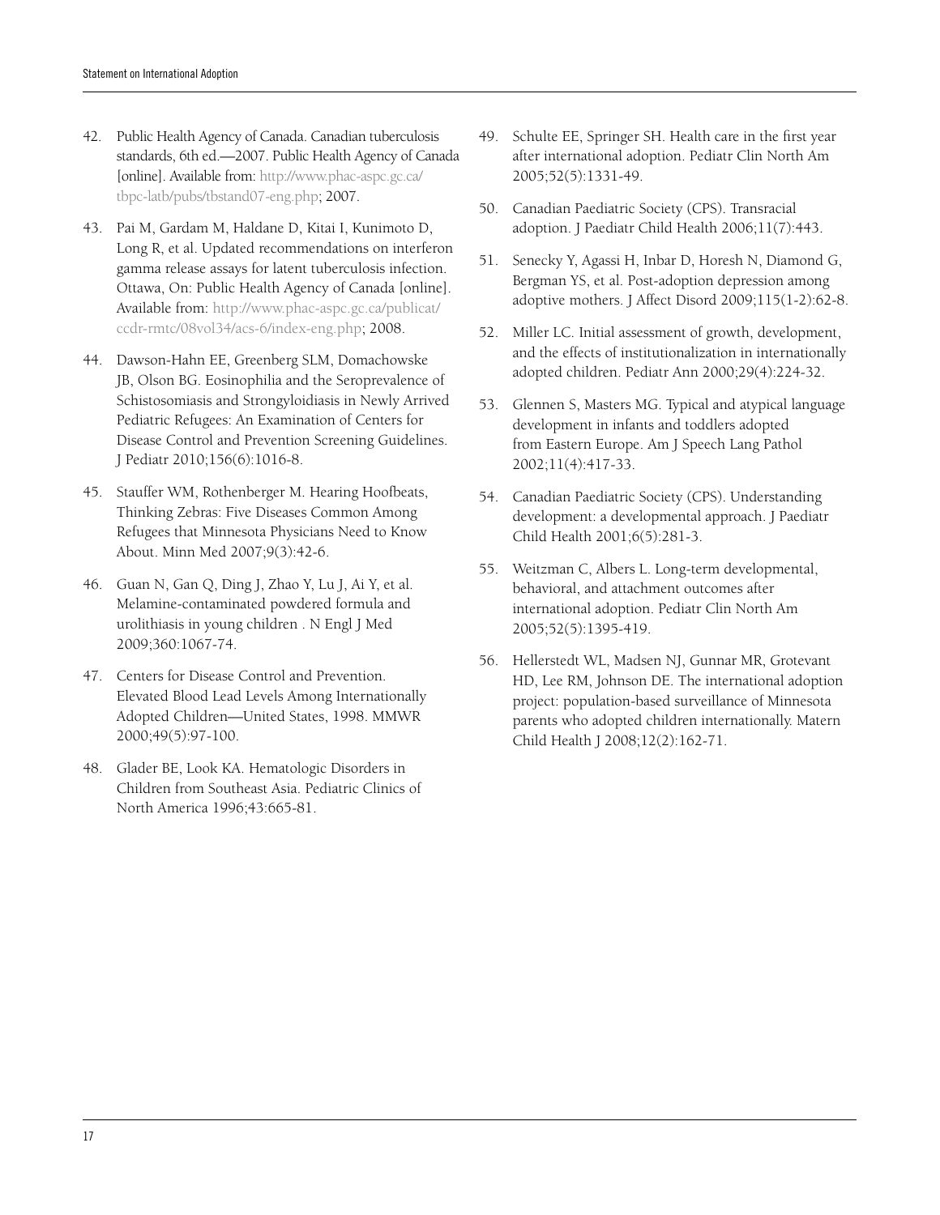42. Public Health Agency of Canada. Canadian tuberculosis standards, 6th ed.—2007. Public Health Agency of Canada [online]. Available from: http://www.phac-aspc.gc.ca/tbpc-latb/pubs/tbstand07-eng.php; 2007.

43. Pai M, Gardam M, Haldane D, Kitai I, Kunimoto D, Long R, et al. Updated recommendations on interferon gamma release assays for latent tuberculosis infection. Ottawa, On: Public Health Agency of Canada [online]. Available from: http://www.phac-aspc.gc.ca/publicat/ccdr-rmtc/08vol34/acs-6/index-eng.php; 2008.

44. Dawson-Hahn EE, Greenberg SLM, Domachowske JB, Olson BG. Eosinophilia and the Seroprevalence of Schistosomiasis and Strongyloidiasis in Newly Arrived Pediatric Refugees: An Examination of Centers for Disease Control and Prevention Screening Guidelines. J Pediatr 2010;156(6):1016-8.

45. Stauffer WM, Rothenberger M. Hearing Hoofbeats, Thinking Zebras: Five Diseases Common Among Refugees that Minnesota Physicians Need to Know About. Minn Med 2007;9(3):42-6.

46. Guan N, Gan Q, Ding J, Zhao Y, Lu J, Ai Y, et al. Melamine-contaminated powdered formula and urolithiasis in young children . N Engl J Med 2009;360:1067-74.

47. Centers for Disease Control and Prevention. Elevated Blood Lead Levels Among Internationally Adopted Children—United States, 1998. MMWR 2000;49(5):97-100.

48. Glader BE, Look KA. Hematologic Disorders in Children from Southeast Asia. Pediatric Clinics of North America 1996;43:665-81.

49. Schulte EE, Springer SH. Health care in the first year after international adoption. Pediatr Clin North Am 2005;52(5):1331-49.

50. Canadian Paediatric Society (CPS). Transracial adoption. J Paediatr Child Health 2006;11(7):443.

51. Senecky Y, Agassi H, Inbar D, Horesh N, Diamond G, Bergman YS, et al. Post-adoption depression among adoptive mothers. J Affect Disord 2009;115(1-2):62-8.

52. Miller LC. Initial assessment of growth, development, and the effects of institutionalization in internationally adopted children. Pediatr Ann 2000;29(4):224-32.

53. Glennen S, Masters MG. Typical and atypical language development in infants and toddlers adopted from Eastern Europe. Am J Speech Lang Pathol 2002;11(4):417-33.

54. Canadian Paediatric Society (CPS). Understanding development: a developmental approach. J Paediatr Child Health 2001;6(5):281-3.

55. Weitzman C, Albers L. Long-term developmental, behavioral, and attachment outcomes after international adoption. Pediatr Clin North Am 2005;52(5):1395-419.

56. Hellerstedt WL, Madsen NJ, Gunnar MR, Grotevant HD, Lee RM, Johnson DE. The international adoption project: population-based surveillance of Minnesota parents who adopted children internationally. Matern Child Health J 2008;12(2):162-71.